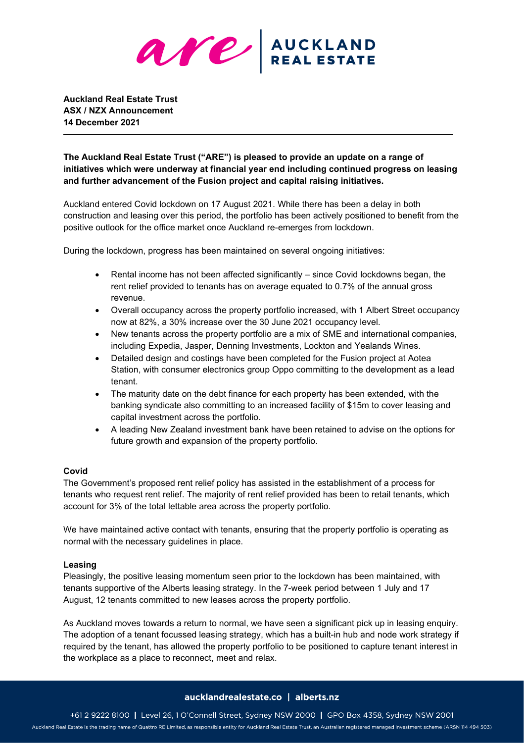**Auckland Real Estate Trust**
**ASX / NZX Announcement**
**14 December 2021**

---

**The Auckland Real Estate Trust ("ARE") is pleased to provide an update on a range of initiatives which were underway at financial year end including continued progress on leasing and further advancement of the Fusion project and capital raising initiatives.**

Auckland entered Covid lockdown on 17 August 2021. While there has been a delay in both construction and leasing over this period, the portfolio has been actively positioned to benefit from the positive outlook for the office market once Auckland re-emerges from lockdown.

During the lockdown, progress has been maintained on several ongoing initiatives:

- Rental income has not been affected significantly – since Covid lockdowns began, the rent relief provided to tenants has on average equated to 0.7% of the annual gross revenue.
- Overall occupancy across the property portfolio increased, with 1 Albert Street occupancy now at 82%, a 30% increase over the 30 June 2021 occupancy level.
- New tenants across the property portfolio are a mix of SME and international companies, including Expedia, Jasper, Denning Investments, Lockton and Yealands Wines.
- Detailed design and costings have been completed for the Fusion project at Aotea Station, with consumer electronics group Oppo committing to the development as a lead tenant.
- The maturity date on the debt finance for each property has been extended, with the banking syndicate also committing to an increased facility of $15m to cover leasing and capital investment across the portfolio.
- A leading New Zealand investment bank have been retained to advise on the options for future growth and expansion of the property portfolio.

**Covid**

The Government's proposed rent relief policy has assisted in the establishment of a process for tenants who request rent relief. The majority of rent relief provided has been to retail tenants, which account for 3% of the total lettable area across the property portfolio.

We have maintained active contact with tenants, ensuring that the property portfolio is operating as normal with the necessary guidelines in place.

**Leasing**

Pleasingly, the positive leasing momentum seen prior to the lockdown has been maintained, with tenants supportive of the Alberts leasing strategy. In the 7-week period between 1 July and 17 August, 12 tenants committed to new leases across the property portfolio.

As Auckland moves towards a return to normal, we have seen a significant pick up in leasing enquiry. The adoption of a tenant focussed leasing strategy, which has a built-in hub and node work strategy if required by the tenant, has allowed the property portfolio to be positioned to capture tenant interest in the workplace as a place to reconnect, meet and relax.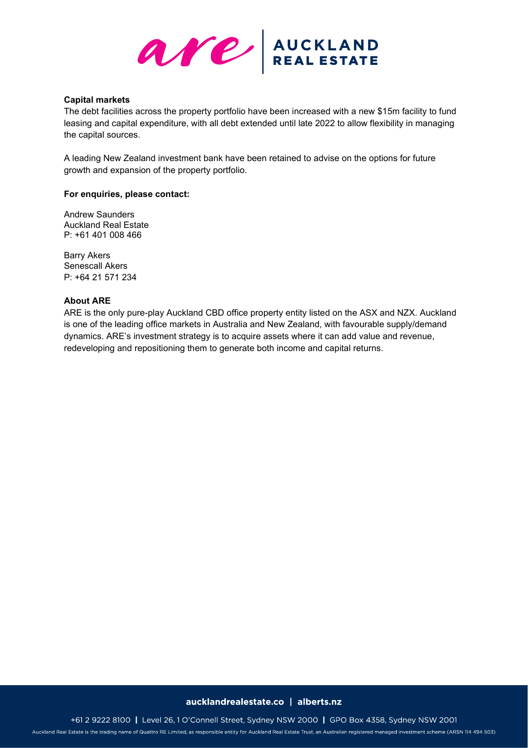**Capital markets**

The debt facilities across the property portfolio have been increased with a new $15m facility to fund leasing and capital expenditure, with all debt extended until late 2022 to allow flexibility in managing the capital sources.

A leading New Zealand investment bank have been retained to advise on the options for future growth and expansion of the property portfolio.

**For enquiries, please contact:**

Andrew Saunders
Auckland Real Estate
P: +61 401 008 466

Barry Akers
Senescall Akers
P: +64 21 571 234

**About ARE**

ARE is the only pure-play Auckland CBD office property entity listed on the ASX and NZX. Auckland is one of the leading office markets in Australia and New Zealand, with favourable supply/demand dynamics. ARE's investment strategy is to acquire assets where it can add value and revenue, redeveloping and repositioning them to generate both income and capital returns.